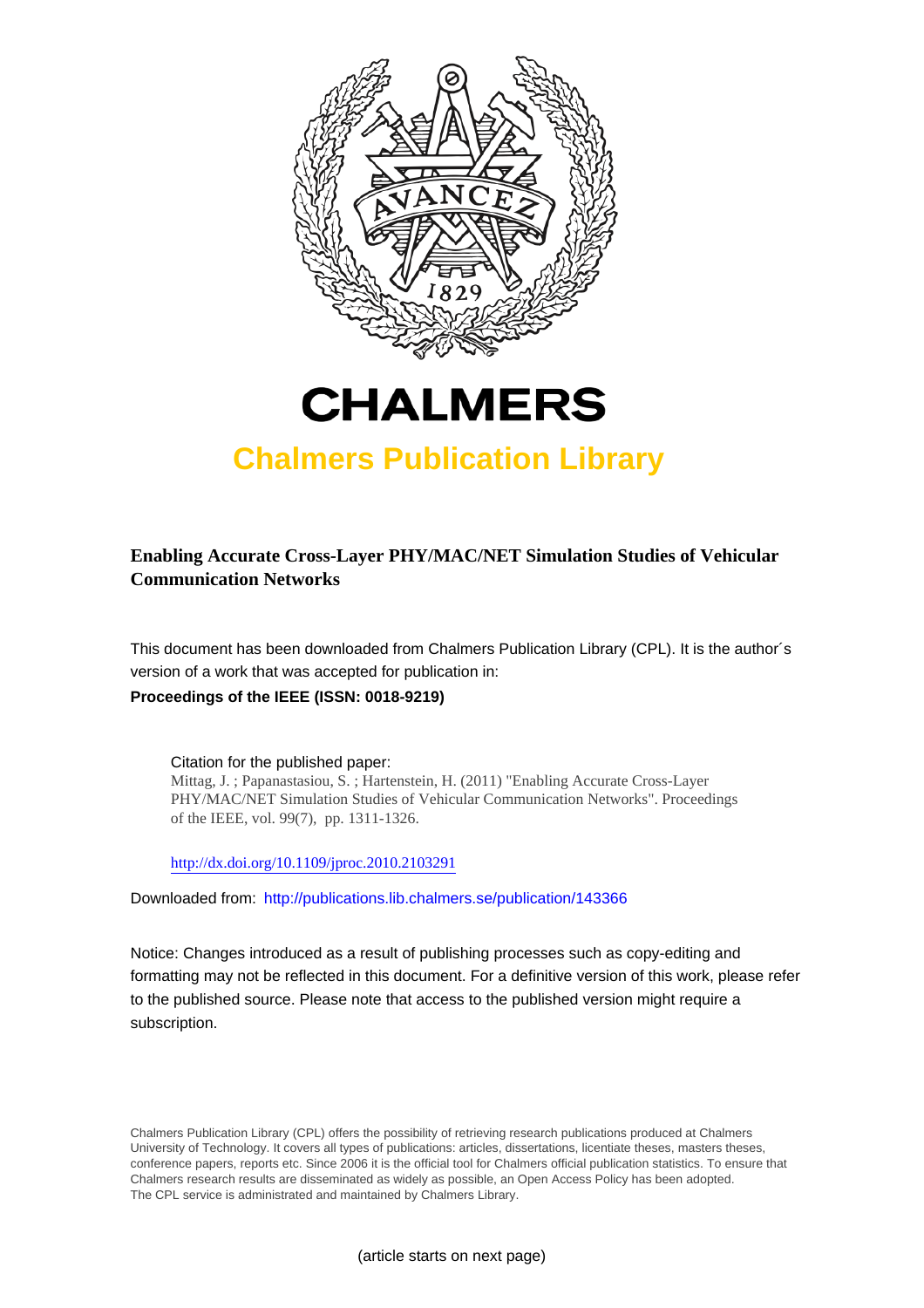# CHALMERS

## Chalmers Publication Library

**Enabling Accurate Cross-Layer PHY/MAC/NET Simulation Studies of Vehicular Communication Networks**

This document has been downloaded from Chalmers Publication Library (CPL). It is the author´s version of a work that was accepted for publication in:

**Proceedings of the IEEE (ISSN: 0018-9219)**

Citation for the published paper:
Mittag, J. ; Papanastasiou, S. ; Hartenstein, H. (2011) "Enabling Accurate Cross-Layer PHY/MAC/NET Simulation Studies of Vehicular Communication Networks". Proceedings of the IEEE, vol. 99(7), pp. 1311-1326.

http://dx.doi.org/10.1109/jproc.2010.2103291

Downloaded from: http://publications.lib.chalmers.se/publication/143366

Notice: Changes introduced as a result of publishing processes such as copy-editing and formatting may not be reflected in this document. For a definitive version of this work, please refer to the published source. Please note that access to the published version might require a subscription.

Chalmers Publication Library (CPL) offers the possibility of retrieving research publications produced at Chalmers University of Technology. It covers all types of publications: articles, dissertations, licentiate theses, masters theses, conference papers, reports etc. Since 2006 it is the official tool for Chalmers official publication statistics. To ensure that Chalmers research results are disseminated as widely as possible, an Open Access Policy has been adopted. The CPL service is administrated and maintained by Chalmers Library.

(article starts on next page)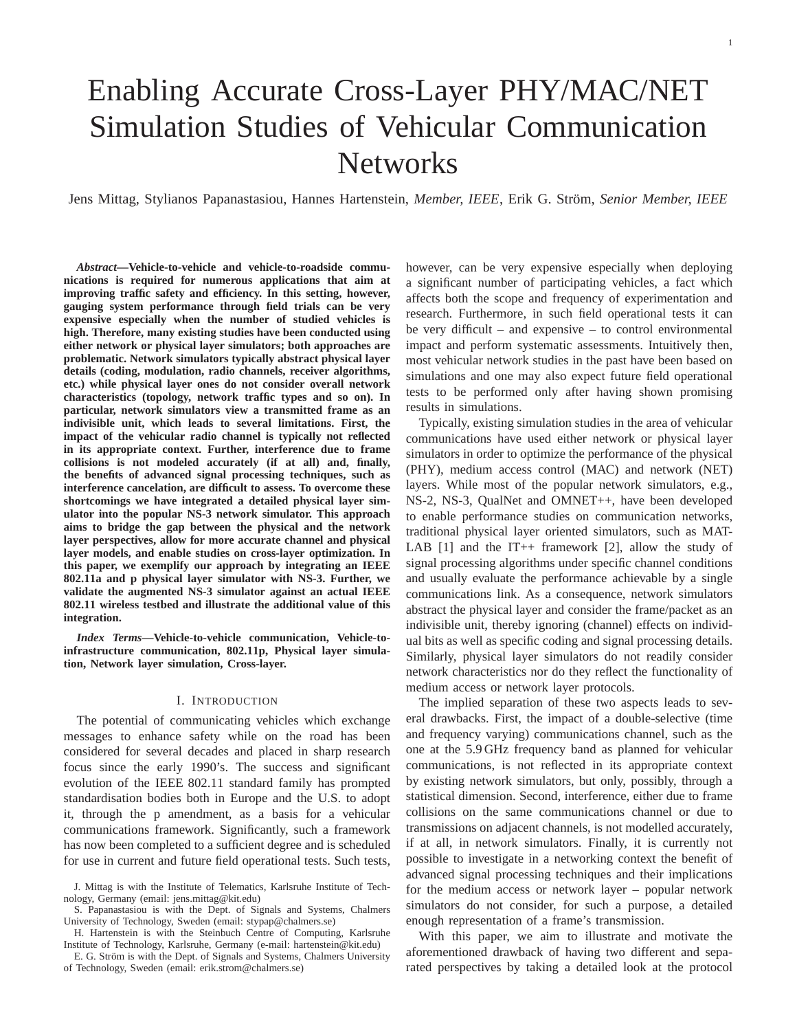# Enabling Accurate Cross-Layer PHY/MAC/NET Simulation Studies of Vehicular Communication Networks

Jens Mittag, Stylianos Papanastasiou, Hannes Hartenstein, *Member, IEEE*, Erik G. Ström, *Senior Member, IEEE*

***Abstract*—Vehicle-to-vehicle and vehicle-to-roadside communications is required for numerous applications that aim at improving traffic safety and efficiency. In this setting, however, gauging system performance through field trials can be very expensive especially when the number of studied vehicles is high. Therefore, many existing studies have been conducted using either network or physical layer simulators; both approaches are problematic. Network simulators typically abstract physical layer details (coding, modulation, radio channels, receiver algorithms, etc.) while physical layer ones do not consider overall network characteristics (topology, network traffic types and so on). In particular, network simulators view a transmitted frame as an indivisible unit, which leads to several limitations. First, the impact of the vehicular radio channel is typically not reflected in its appropriate context. Further, interference due to frame collisions is not modeled accurately (if at all) and, finally, the benefits of advanced signal processing techniques, such as interference cancelation, are difficult to assess. To overcome these shortcomings we have integrated a detailed physical layer simulator into the popular NS-3 network simulator. This approach aims to bridge the gap between the physical and the network layer perspectives, allow for more accurate channel and physical layer models, and enable studies on cross-layer optimization. In this paper, we exemplify our approach by integrating an IEEE 802.11a and p physical layer simulator with NS-3. Further, we validate the augmented NS-3 simulator against an actual IEEE 802.11 wireless testbed and illustrate the additional value of this integration.**

***Index Terms*—Vehicle-to-vehicle communication, Vehicle-to-infrastructure communication, 802.11p, Physical layer simulation, Network layer simulation, Cross-layer.**

## I. Introduction

The potential of communicating vehicles which exchange messages to enhance safety while on the road has been considered for several decades and placed in sharp research focus since the early 1990's. The success and significant evolution of the IEEE 802.11 standard family has prompted standardisation bodies both in Europe and the U.S. to adopt it, through the p amendment, as a basis for a vehicular communications framework. Significantly, such a framework has now been completed to a sufficient degree and is scheduled for use in current and future field operational tests. Such tests, however, can be very expensive especially when deploying a significant number of participating vehicles, a fact which affects both the scope and frequency of experimentation and research. Furthermore, in such field operational tests it can be very difficult – and expensive – to control environmental impact and perform systematic assessments. Intuitively then, most vehicular network studies in the past have been based on simulations and one may also expect future field operational tests to be performed only after having shown promising results in simulations.

Typically, existing simulation studies in the area of vehicular communications have used either network or physical layer simulators in order to optimize the performance of the physical (PHY), medium access control (MAC) and network (NET) layers. While most of the popular network simulators, e.g., NS-2, NS-3, QualNet and OMNET++, have been developed to enable performance studies on communication networks, traditional physical layer oriented simulators, such as MATLAB [1] and the IT++ framework [2], allow the study of signal processing algorithms under specific channel conditions and usually evaluate the performance achievable by a single communications link. As a consequence, network simulators abstract the physical layer and consider the frame/packet as an indivisible unit, thereby ignoring (channel) effects on individual bits as well as specific coding and signal processing details. Similarly, physical layer simulators do not readily consider network characteristics nor do they reflect the functionality of medium access or network layer protocols.

The implied separation of these two aspects leads to several drawbacks. First, the impact of a double-selective (time and frequency varying) communications channel, such as the one at the 5.9 GHz frequency band as planned for vehicular communications, is not reflected in its appropriate context by existing network simulators, but only, possibly, through a statistical dimension. Second, interference, either due to frame collisions on the same communications channel or due to transmissions on adjacent channels, is not modelled accurately, if at all, in network simulators. Finally, it is currently not possible to investigate in a networking context the benefit of advanced signal processing techniques and their implications for the medium access or network layer – popular network simulators do not consider, for such a purpose, a detailed enough representation of a frame's transmission.

With this paper, we aim to illustrate and motivate the aforementioned drawback of having two different and separated perspectives by taking a detailed look at the protocol

J. Mittag is with the Institute of Telematics, Karlsruhe Institute of Technology, Germany (email: jens.mittag@kit.edu)

S. Papanastasiou is with the Dept. of Signals and Systems, Chalmers University of Technology, Sweden (email: stypap@chalmers.se)

H. Hartenstein is with the Steinbuch Centre of Computing, Karlsruhe Institute of Technology, Karlsruhe, Germany (e-mail: hartenstein@kit.edu)

E. G. Ström is with the Dept. of Signals and Systems, Chalmers University of Technology, Sweden (email: erik.strom@chalmers.se)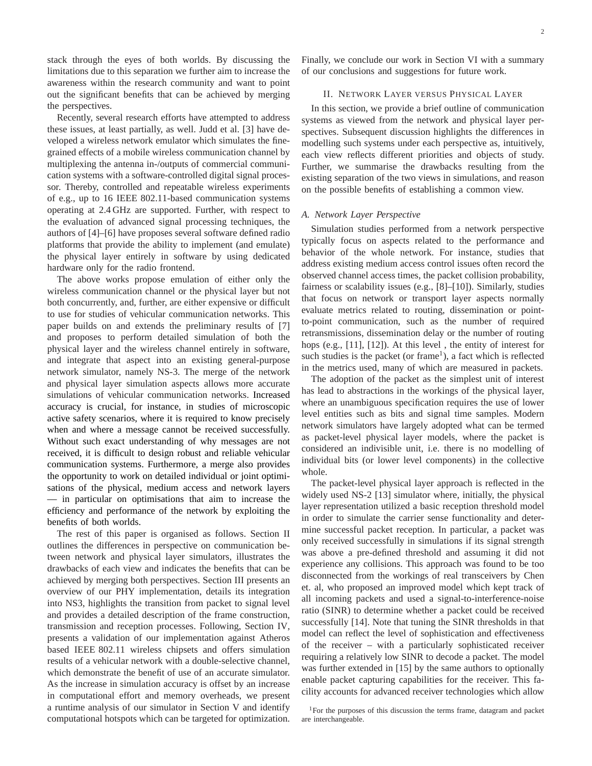stack through the eyes of both worlds. By discussing the limitations due to this separation we further aim to increase the awareness within the research community and want to point out the significant benefits that can be achieved by merging the perspectives.

Recently, several research efforts have attempted to address these issues, at least partially, as well. Judd et al. [3] have developed a wireless network emulator which simulates the fine-grained effects of a mobile wireless communication channel by multiplexing the antenna in-/outputs of commercial communication systems with a software-controlled digital signal processor. Thereby, controlled and repeatable wireless experiments of e.g., up to 16 IEEE 802.11-based communication systems operating at 2.4 GHz are supported. Further, with respect to the evaluation of advanced signal processing techniques, the authors of [4]–[6] have proposes several software defined radio platforms that provide the ability to implement (and emulate) the physical layer entirely in software by using dedicated hardware only for the radio frontend.

The above works propose emulation of either only the wireless communication channel or the physical layer but not both concurrently, and, further, are either expensive or difficult to use for studies of vehicular communication networks. This paper builds on and extends the preliminary results of [7] and proposes to perform detailed simulation of both the physical layer and the wireless channel entirely in software, and integrate that aspect into an existing general-purpose network simulator, namely NS-3. The merge of the network and physical layer simulation aspects allows more accurate simulations of vehicular communication networks. Increased accuracy is crucial, for instance, in studies of microscopic active safety scenarios, where it is required to know precisely when and where a message cannot be received successfully. Without such exact understanding of why messages are not received, it is difficult to design robust and reliable vehicular communication systems. Furthermore, a merge also provides the opportunity to work on detailed individual or joint optimisations of the physical, medium access and network layers — in particular on optimisations that aim to increase the efficiency and performance of the network by exploiting the benefits of both worlds.

The rest of this paper is organised as follows. Section II outlines the differences in perspective on communication between network and physical layer simulators, illustrates the drawbacks of each view and indicates the benefits that can be achieved by merging both perspectives. Section III presents an overview of our PHY implementation, details its integration into NS3, highlights the transition from packet to signal level and provides a detailed description of the frame construction, transmission and reception processes. Following, Section IV, presents a validation of our implementation against Atheros based IEEE 802.11 wireless chipsets and offers simulation results of a vehicular network with a double-selective channel, which demonstrate the benefit of use of an accurate simulator. As the increase in simulation accuracy is offset by an increase in computational effort and memory overheads, we present a runtime analysis of our simulator in Section V and identify computational hotspots which can be targeted for optimization. Finally, we conclude our work in Section VI with a summary of our conclusions and suggestions for future work.

## II. Network Layer versus Physical Layer

In this section, we provide a brief outline of communication systems as viewed from the network and physical layer perspectives. Subsequent discussion highlights the differences in modelling such systems under each perspective as, intuitively, each view reflects different priorities and objects of study. Further, we summarise the drawbacks resulting from the existing separation of the two views in simulations, and reason on the possible benefits of establishing a common view.

### A. Network Layer Perspective

Simulation studies performed from a network perspective typically focus on aspects related to the performance and behavior of the whole network. For instance, studies that address existing medium access control issues often record the observed channel access times, the packet collision probability, fairness or scalability issues (e.g., [8]–[10]). Similarly, studies that focus on network or transport layer aspects normally evaluate metrics related to routing, dissemination or point-to-point communication, such as the number of required retransmissions, dissemination delay or the number of routing hops (e.g., [11], [12]). At this level , the entity of interest for such studies is the packet (or frame[1]), a fact which is reflected in the metrics used, many of which are measured in packets.

The adoption of the packet as the simplest unit of interest has lead to abstractions in the workings of the physical layer, where an unambiguous specification requires the use of lower level entities such as bits and signal time samples. Modern network simulators have largely adopted what can be termed as packet-level physical layer models, where the packet is considered an indivisible unit, i.e. there is no modelling of individual bits (or lower level components) in the collective whole.

The packet-level physical layer approach is reflected in the widely used NS-2 [13] simulator where, initially, the physical layer representation utilized a basic reception threshold model in order to simulate the carrier sense functionality and determine successful packet reception. In particular, a packet was only received successfully in simulations if its signal strength was above a pre-defined threshold and assuming it did not experience any collisions. This approach was found to be too disconnected from the workings of real transceivers by Chen et. al, who proposed an improved model which kept track of all incoming packets and used a signal-to-interference-noise ratio (SINR) to determine whether a packet could be received successfully [14]. Note that tuning the SINR thresholds in that model can reflect the level of sophistication and effectiveness of the receiver – with a particularly sophisticated receiver requiring a relatively low SINR to decode a packet. The model was further extended in [15] by the same authors to optionally enable packet capturing capabilities for the receiver. This facility accounts for advanced receiver technologies which allow

[1] For the purposes of this discussion the terms frame, datagram and packet are interchangeable.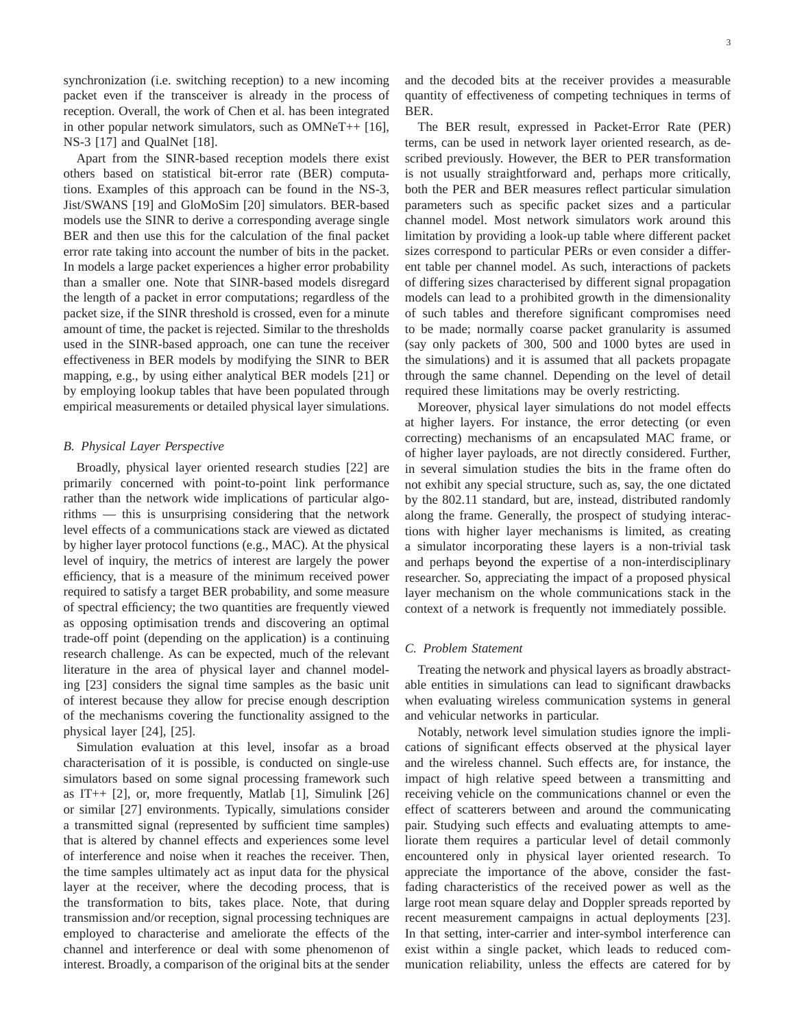synchronization (i.e. switching reception) to a new incoming packet even if the transceiver is already in the process of reception. Overall, the work of Chen et al. has been integrated in other popular network simulators, such as OMNeT++ [16], NS-3 [17] and QualNet [18].

Apart from the SINR-based reception models there exist others based on statistical bit-error rate (BER) computations. Examples of this approach can be found in the NS-3, Jist/SWANS [19] and GloMoSim [20] simulators. BER-based models use the SINR to derive a corresponding average single BER and then use this for the calculation of the final packet error rate taking into account the number of bits in the packet. In models a large packet experiences a higher error probability than a smaller one. Note that SINR-based models disregard the length of a packet in error computations; regardless of the packet size, if the SINR threshold is crossed, even for a minute amount of time, the packet is rejected. Similar to the thresholds used in the SINR-based approach, one can tune the receiver effectiveness in BER models by modifying the SINR to BER mapping, e.g., by using either analytical BER models [21] or by employing lookup tables that have been populated through empirical measurements or detailed physical layer simulations.

### *B. Physical Layer Perspective*

Broadly, physical layer oriented research studies [22] are primarily concerned with point-to-point link performance rather than the network wide implications of particular algorithms — this is unsurprising considering that the network level effects of a communications stack are viewed as dictated by higher layer protocol functions (e.g., MAC). At the physical level of inquiry, the metrics of interest are largely the power efficiency, that is a measure of the minimum received power required to satisfy a target BER probability, and some measure of spectral efficiency; the two quantities are frequently viewed as opposing optimisation trends and discovering an optimal trade-off point (depending on the application) is a continuing research challenge. As can be expected, much of the relevant literature in the area of physical layer and channel modeling [23] considers the signal time samples as the basic unit of interest because they allow for precise enough description of the mechanisms covering the functionality assigned to the physical layer [24], [25].

Simulation evaluation at this level, insofar as a broad characterisation of it is possible, is conducted on single-use simulators based on some signal processing framework such as IT++ [2], or, more frequently, Matlab [1], Simulink [26] or similar [27] environments. Typically, simulations consider a transmitted signal (represented by sufficient time samples) that is altered by channel effects and experiences some level of interference and noise when it reaches the receiver. Then, the time samples ultimately act as input data for the physical layer at the receiver, where the decoding process, that is the transformation to bits, takes place. Note, that during transmission and/or reception, signal processing techniques are employed to characterise and ameliorate the effects of the channel and interference or deal with some phenomenon of interest. Broadly, a comparison of the original bits at the sender and the decoded bits at the receiver provides a measurable quantity of effectiveness of competing techniques in terms of BER.

The BER result, expressed in Packet-Error Rate (PER) terms, can be used in network layer oriented research, as described previously. However, the BER to PER transformation is not usually straightforward and, perhaps more critically, both the PER and BER measures reflect particular simulation parameters such as specific packet sizes and a particular channel model. Most network simulators work around this limitation by providing a look-up table where different packet sizes correspond to particular PERs or even consider a different table per channel model. As such, interactions of packets of differing sizes characterised by different signal propagation models can lead to a prohibited growth in the dimensionality of such tables and therefore significant compromises need to be made; normally coarse packet granularity is assumed (say only packets of 300, 500 and 1000 bytes are used in the simulations) and it is assumed that all packets propagate through the same channel. Depending on the level of detail required these limitations may be overly restricting.

Moreover, physical layer simulations do not model effects at higher layers. For instance, the error detecting (or even correcting) mechanisms of an encapsulated MAC frame, or of higher layer payloads, are not directly considered. Further, in several simulation studies the bits in the frame often do not exhibit any special structure, such as, say, the one dictated by the 802.11 standard, but are, instead, distributed randomly along the frame. Generally, the prospect of studying interactions with higher layer mechanisms is limited, as creating a simulator incorporating these layers is a non-trivial task and perhaps beyond the expertise of a non-interdisciplinary researcher. So, appreciating the impact of a proposed physical layer mechanism on the whole communications stack in the context of a network is frequently not immediately possible.

### *C. Problem Statement*

Treating the network and physical layers as broadly abstractable entities in simulations can lead to significant drawbacks when evaluating wireless communication systems in general and vehicular networks in particular.

Notably, network level simulation studies ignore the implications of significant effects observed at the physical layer and the wireless channel. Such effects are, for instance, the impact of high relative speed between a transmitting and receiving vehicle on the communications channel or even the effect of scatterers between and around the communicating pair. Studying such effects and evaluating attempts to ameliorate them requires a particular level of detail commonly encountered only in physical layer oriented research. To appreciate the importance of the above, consider the fast-fading characteristics of the received power as well as the large root mean square delay and Doppler spreads reported by recent measurement campaigns in actual deployments [23]. In that setting, inter-carrier and inter-symbol interference can exist within a single packet, which leads to reduced communication reliability, unless the effects are catered for by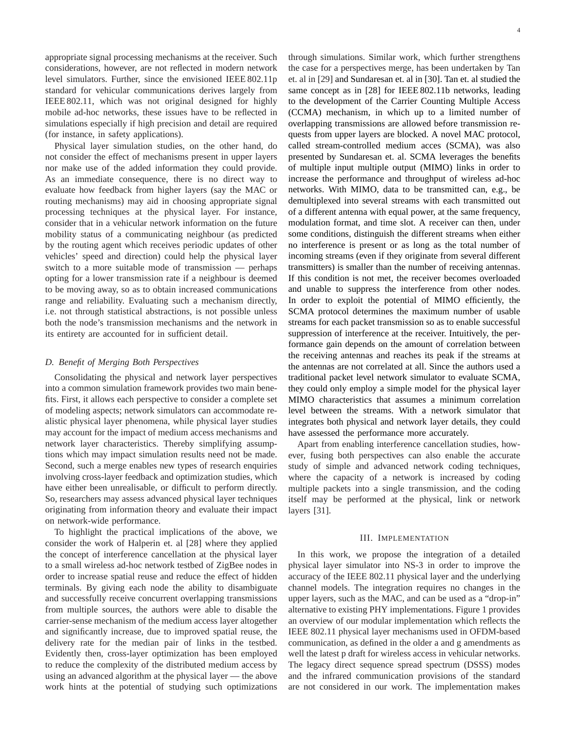appropriate signal processing mechanisms at the receiver. Such considerations, however, are not reflected in modern network level simulators. Further, since the envisioned IEEE 802.11p standard for vehicular communications derives largely from IEEE 802.11, which was not original designed for highly mobile ad-hoc networks, these issues have to be reflected in simulations especially if high precision and detail are required (for instance, in safety applications).

Physical layer simulation studies, on the other hand, do not consider the effect of mechanisms present in upper layers nor make use of the added information they could provide. As an immediate consequence, there is no direct way to evaluate how feedback from higher layers (say the MAC or routing mechanisms) may aid in choosing appropriate signal processing techniques at the physical layer. For instance, consider that in a vehicular network information on the future mobility status of a communicating neighbour (as predicted by the routing agent which receives periodic updates of other vehicles' speed and direction) could help the physical layer switch to a more suitable mode of transmission — perhaps opting for a lower transmission rate if a neighbour is deemed to be moving away, so as to obtain increased communications range and reliability. Evaluating such a mechanism directly, i.e. not through statistical abstractions, is not possible unless both the node's transmission mechanisms and the network in its entirety are accounted for in sufficient detail.

### *D. Benefit of Merging Both Perspectives*

Consolidating the physical and network layer perspectives into a common simulation framework provides two main benefits. First, it allows each perspective to consider a complete set of modeling aspects; network simulators can accommodate realistic physical layer phenomena, while physical layer studies may account for the impact of medium access mechanisms and network layer characteristics. Thereby simplifying assumptions which may impact simulation results need not be made. Second, such a merge enables new types of research enquiries involving cross-layer feedback and optimization studies, which have either been unrealisable, or difficult to perform directly. So, researchers may assess advanced physical layer techniques originating from information theory and evaluate their impact on network-wide performance.

To highlight the practical implications of the above, we consider the work of Halperin et. al [28] where they applied the concept of interference cancellation at the physical layer to a small wireless ad-hoc network testbed of ZigBee nodes in order to increase spatial reuse and reduce the effect of hidden terminals. By giving each node the ability to disambiguate and successfully receive concurrent overlapping transmissions from multiple sources, the authors were able to disable the carrier-sense mechanism of the medium access layer altogether and significantly increase, due to improved spatial reuse, the delivery rate for the median pair of links in the testbed. Evidently then, cross-layer optimization has been employed to reduce the complexity of the distributed medium access by using an advanced algorithm at the physical layer — the above work hints at the potential of studying such optimizations through simulations. Similar work, which further strengthens the case for a perspectives merge, has been undertaken by Tan et. al in [29] and Sundaresan et. al in [30]. Tan et. al studied the same concept as in [28] for IEEE 802.11b networks, leading to the development of the Carrier Counting Multiple Access (CCMA) mechanism, in which up to a limited number of overlapping transmissions are allowed before transmission requests from upper layers are blocked. A novel MAC protocol, called stream-controlled medium acces (SCMA), was also presented by Sundaresan et. al. SCMA leverages the benefits of multiple input multiple output (MIMO) links in order to increase the performance and throughput of wireless ad-hoc networks. With MIMO, data to be transmitted can, e.g., be demultiplexed into several streams with each transmitted out of a different antenna with equal power, at the same frequency, modulation format, and time slot. A receiver can then, under some conditions, distinguish the different streams when either no interference is present or as long as the total number of incoming streams (even if they originate from several different transmitters) is smaller than the number of receiving antennas. If this condition is not met, the receiver becomes overloaded and unable to suppress the interference from other nodes. In order to exploit the potential of MIMO efficiently, the SCMA protocol determines the maximum number of usable streams for each packet transmission so as to enable successful suppression of interference at the receiver. Intuitively, the performance gain depends on the amount of correlation between the receiving antennas and reaches its peak if the streams at the antennas are not correlated at all. Since the authors used a traditional packet level network simulator to evaluate SCMA, they could only employ a simple model for the physical layer MIMO characteristics that assumes a minimum correlation level between the streams. With a network simulator that integrates both physical and network layer details, they could have assessed the performance more accurately.

Apart from enabling interference cancellation studies, however, fusing both perspectives can also enable the accurate study of simple and advanced network coding techniques, where the capacity of a network is increased by coding multiple packets into a single transmission, and the coding itself may be performed at the physical, link or network layers [31].

## III. Implementation

In this work, we propose the integration of a detailed physical layer simulator into NS-3 in order to improve the accuracy of the IEEE 802.11 physical layer and the underlying channel models. The integration requires no changes in the upper layers, such as the MAC, and can be used as a "drop-in" alternative to existing PHY implementations. Figure 1 provides an overview of our modular implementation which reflects the IEEE 802.11 physical layer mechanisms used in OFDM-based communication, as defined in the older a and g amendments as well the latest p draft for wireless access in vehicular networks. The legacy direct sequence spread spectrum (DSSS) modes and the infrared communication provisions of the standard are not considered in our work. The implementation makes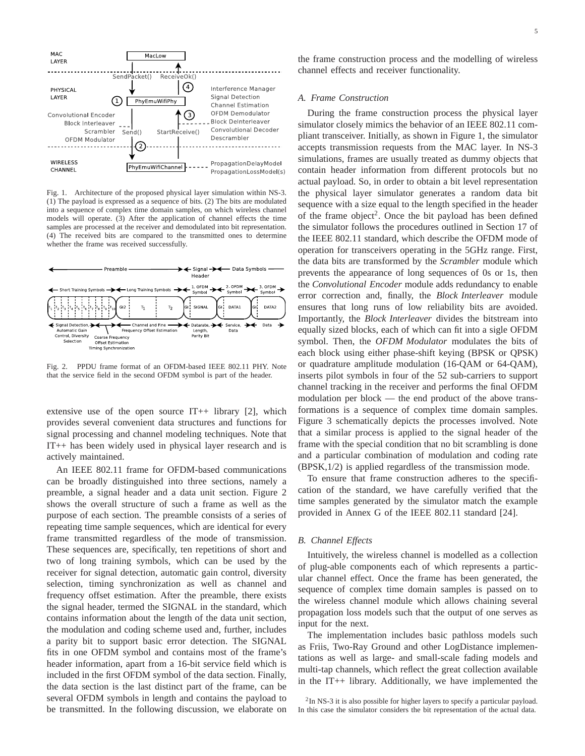MAC LAYER

MacLow

SendPacket() ReceiveOk()

PHYSICAL LAYER

PhyEmuWifiPhy

Convolutional Encoder
Block Interleaver
Scrambler
OFDM Modulator

Send() StartReceive()

Interference Manager
Signal Detection
Channel Estimation
OFDM Demodulator
Block DeInterleaver
Convolutional Decoder
Descrambler

WIRELESS CHANNEL

PhyEmuWifiChannel

PropagationDelayModel
PropagationLossModel(s)

Fig. 1. Architecture of the proposed physical layer simulation within NS-3. (1) The payload is expressed as a sequence of bits. (2) The bits are modulated into a sequence of complex time domain samples, on which wireless channel models will operate. (3) After the application of channel effects the time samples are processed at the receiver and demodulated into bit representation. (4) The received bits are compared to the transmitted ones to determine whether the frame was received successfully.

Preamble — Signal Header — Data Symbols

Short Training Symbols — Long Training Symbols — 1. OFDM Symbol — 2. OFDM Symbol — 3. OFDM Symbol

$t_1$ $t_2$ $t_3$ $t_4$ $t_5$ $t_6$ $t_7$ $t_8$ $t_9$ $t_{10}$ GI2 $T_1$ $T_2$ GI SIGNAL GI DATA1 GI DATA2

Signal Detection, Automatic Gain Control, Diversity Selection — Coarse Frequency Offset Estimation Timing Synchronization — Channel and Fine Frequency Offset Estimation — Datarate, Length, Parity Bit — Service, Data — Data

Fig. 2. PPDU frame format of an OFDM-based IEEE 802.11 PHY. Note that the service field in the second OFDM symbol is part of the header.

extensive use of the open source IT++ library [2], which provides several convenient data structures and functions for signal processing and channel modeling techniques. Note that IT++ has been widely used in physical layer research and is actively maintained.

An IEEE 802.11 frame for OFDM-based communications can be broadly distinguished into three sections, namely a preamble, a signal header and a data unit section. Figure 2 shows the overall structure of such a frame as well as the purpose of each section. The preamble consists of a series of repeating time sample sequences, which are identical for every frame transmitted regardless of the mode of transmission. These sequences are, specifically, ten repetitions of short and two of long training symbols, which can be used by the receiver for signal detection, automatic gain control, diversity selection, timing synchronization as well as channel and frequency offset estimation. After the preamble, there exists the signal header, termed the SIGNAL in the standard, which contains information about the length of the data unit section, the modulation and coding scheme used and, further, includes a parity bit to support basic error detection. The SIGNAL fits in one OFDM symbol and contains most of the frame's header information, apart from a 16-bit service field which is included in the first OFDM symbol of the data section. Finally, the data section is the last distinct part of the frame, can be several OFDM symbols in length and contains the payload to be transmitted. In the following discussion, we elaborate on the frame construction process and the modelling of wireless channel effects and receiver functionality.

### A. Frame Construction

During the frame construction process the physical layer simulator closely mimics the behavior of an IEEE 802.11 compliant transceiver. Initially, as shown in Figure 1, the simulator accepts transmission requests from the MAC layer. In NS-3 simulations, frames are usually treated as dummy objects that contain header information from different protocols but no actual payload. So, in order to obtain a bit level representation the physical layer simulator generates a random data bit sequence with a size equal to the length specified in the header of the frame object[2]. Once the bit payload has been defined the simulator follows the procedures outlined in Section 17 of the IEEE 802.11 standard, which describe the OFDM mode of operation for transceivers operating in the 5GHz range. First, the data bits are transformed by the *Scrambler* module which prevents the appearance of long sequences of 0s or 1s, then the *Convolutional Encoder* module adds redundancy to enable error correction and, finally, the *Block Interleaver* module ensures that long runs of low reliability bits are avoided. Importantly, the *Block Interleaver* divides the bitstream into equally sized blocks, each of which can fit into a sigle OFDM symbol. Then, the *OFDM Modulator* modulates the bits of each block using either phase-shift keying (BPSK or QPSK) or quadrature amplitude modulation (16-QAM or 64-QAM), inserts pilot symbols in four of the 52 sub-carriers to support channel tracking in the receiver and performs the final OFDM modulation per block — the end product of the above transformations is a sequence of complex time domain samples. Figure 3 schematically depicts the processes involved. Note that a similar process is applied to the signal header of the frame with the special condition that no bit scrambling is done and a particular combination of modulation and coding rate (BPSK,1/2) is applied regardless of the transmission mode.

To ensure that frame construction adheres to the specification of the standard, we have carefully verified that the time samples generated by the simulator match the example provided in Annex G of the IEEE 802.11 standard [24].

### B. Channel Effects

Intuitively, the wireless channel is modelled as a collection of plug-able components each of which represents a particular channel effect. Once the frame has been generated, the sequence of complex time domain samples is passed on to the wireless channel module which allows chaining several propagation loss models such that the output of one serves as input for the next.

The implementation includes basic pathloss models such as Friis, Two-Ray Ground and other LogDistance implementations as well as large- and small-scale fading models and multi-tap channels, which reflect the great collection available in the IT++ library. Additionally, we have implemented the

[2] In NS-3 it is also possible for higher layers to specify a particular payload. In this case the simulator considers the bit representation of the actual data.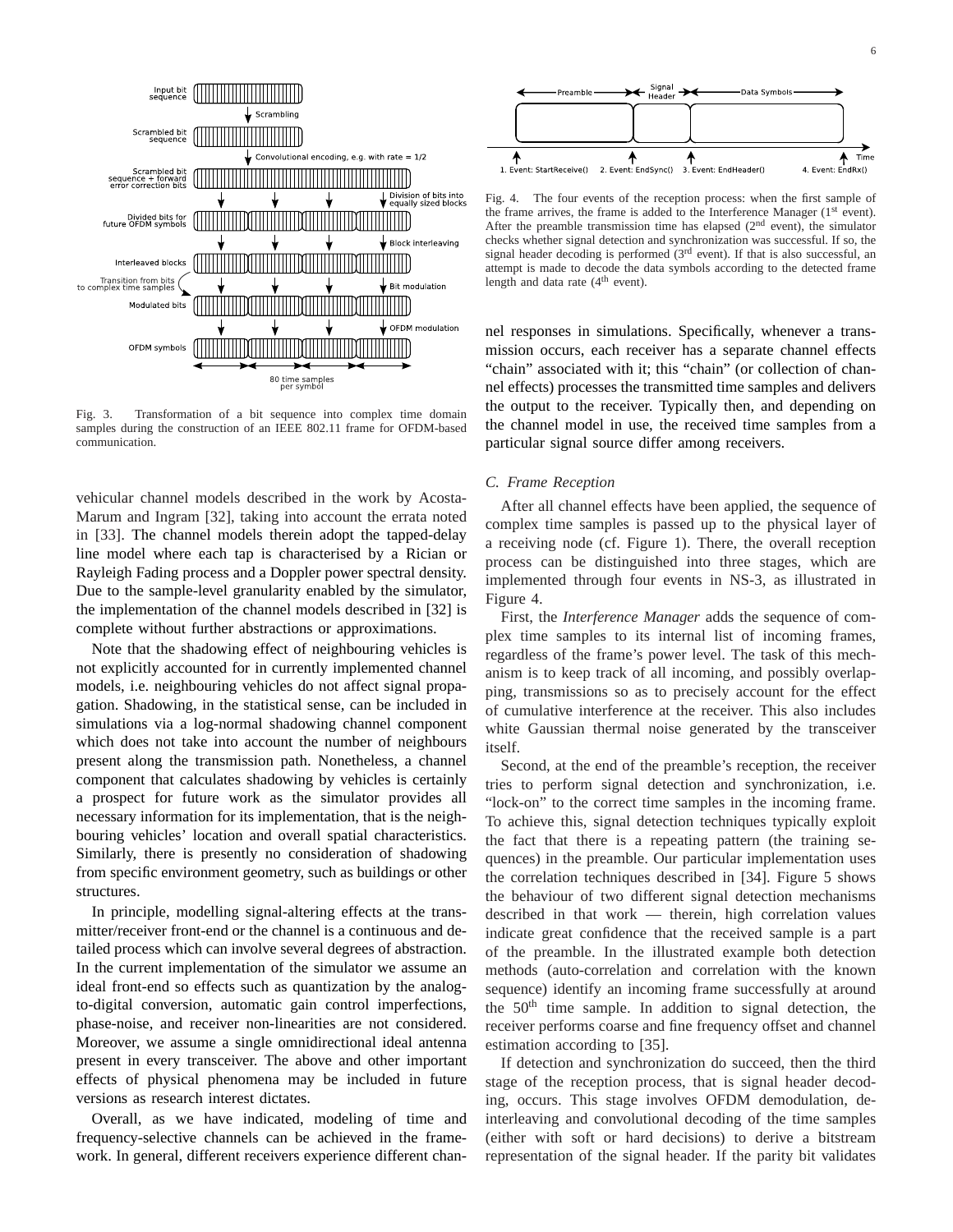Input bit sequence

Scrambling

Scrambled bit sequence

Convolutional encoding, e.g. with rate = 1/2

Scrambled bit sequence + forward error correction bits

Division of bits into equally sized blocks

Divided bits for future OFDM symbols

Block interleaving

Interleaved blocks

Transition from bits to complex time samples

Bit modulation

Modulated bits

OFDM modulation

OFDM symbols

80 time samples per symbol

Fig. 3. Transformation of a bit sequence into complex time domain samples during the construction of an IEEE 802.11 frame for OFDM-based communication.

vehicular channel models described in the work by Acosta-Marum and Ingram [32], taking into account the errata noted in [33]. The channel models therein adopt the tapped-delay line model where each tap is characterised by a Rician or Rayleigh Fading process and a Doppler power spectral density. Due to the sample-level granularity enabled by the simulator, the implementation of the channel models described in [32] is complete without further abstractions or approximations.

Note that the shadowing effect of neighbouring vehicles is not explicitly accounted for in currently implemented channel models, i.e. neighbouring vehicles do not affect signal propagation. Shadowing, in the statistical sense, can be included in simulations via a log-normal shadowing channel component which does not take into account the number of neighbours present along the transmission path. Nonetheless, a channel component that calculates shadowing by vehicles is certainly a prospect for future work as the simulator provides all necessary information for its implementation, that is the neighbouring vehicles' location and overall spatial characteristics. Similarly, there is presently no consideration of shadowing from specific environment geometry, such as buildings or other structures.

In principle, modelling signal-altering effects at the transmitter/receiver front-end or the channel is a continuous and detailed process which can involve several degrees of abstraction. In the current implementation of the simulator we assume an ideal front-end so effects such as quantization by the analog-to-digital conversion, automatic gain control imperfections, phase-noise, and receiver non-linearities are not considered. Moreover, we assume a single omnidirectional ideal antenna present in every transceiver. The above and other important effects of physical phenomena may be included in future versions as research interest dictates.

Overall, as we have indicated, modeling of time and frequency-selective channels can be achieved in the framework. In general, different receivers experience different channel responses in simulations. Specifically, whenever a transmission occurs, each receiver has a separate channel effects "chain" associated with it; this "chain" (or collection of channel effects) processes the transmitted time samples and delivers the output to the receiver. Typically then, and depending on the channel model in use, the received time samples from a particular signal source differ among receivers.

Preamble

Signal Header

Data Symbols

Time

1. Event: StartReceive()

2. Event: EndSync()

3. Event: EndHeader()

4. Event: EndRx()

Fig. 4. The four events of the reception process: when the first sample of the frame arrives, the frame is added to the Interference Manager (1st event). After the preamble transmission time has elapsed (2nd event), the simulator checks whether signal detection and synchronization was successful. If so, the signal header decoding is performed (3rd event). If that is also successful, an attempt is made to decode the data symbols according to the detected frame length and data rate (4th event).

### C. Frame Reception

After all channel effects have been applied, the sequence of complex time samples is passed up to the physical layer of a receiving node (cf. Figure 1). There, the overall reception process can be distinguished into three stages, which are implemented through four events in NS-3, as illustrated in Figure 4.

First, the *Interference Manager* adds the sequence of complex time samples to its internal list of incoming frames, regardless of the frame's power level. The task of this mechanism is to keep track of all incoming, and possibly overlapping, transmissions so as to precisely account for the effect of cumulative interference at the receiver. This also includes white Gaussian thermal noise generated by the transceiver itself.

Second, at the end of the preamble's reception, the receiver tries to perform signal detection and synchronization, i.e. "lock-on" to the correct time samples in the incoming frame. To achieve this, signal detection techniques typically exploit the fact that there is a repeating pattern (the training sequences) in the preamble. Our particular implementation uses the correlation techniques described in [34]. Figure 5 shows the behaviour of two different signal detection mechanisms described in that work — therein, high correlation values indicate great confidence that the received sample is a part of the preamble. In the illustrated example both detection methods (auto-correlation and correlation with the known sequence) identify an incoming frame successfully at around the 50th time sample. In addition to signal detection, the receiver performs coarse and fine frequency offset and channel estimation according to [35].

If detection and synchronization do succeed, then the third stage of the reception process, that is signal header decoding, occurs. This stage involves OFDM demodulation, deinterleaving and convolutional decoding of the time samples (either with soft or hard decisions) to derive a bitstream representation of the signal header. If the parity bit validates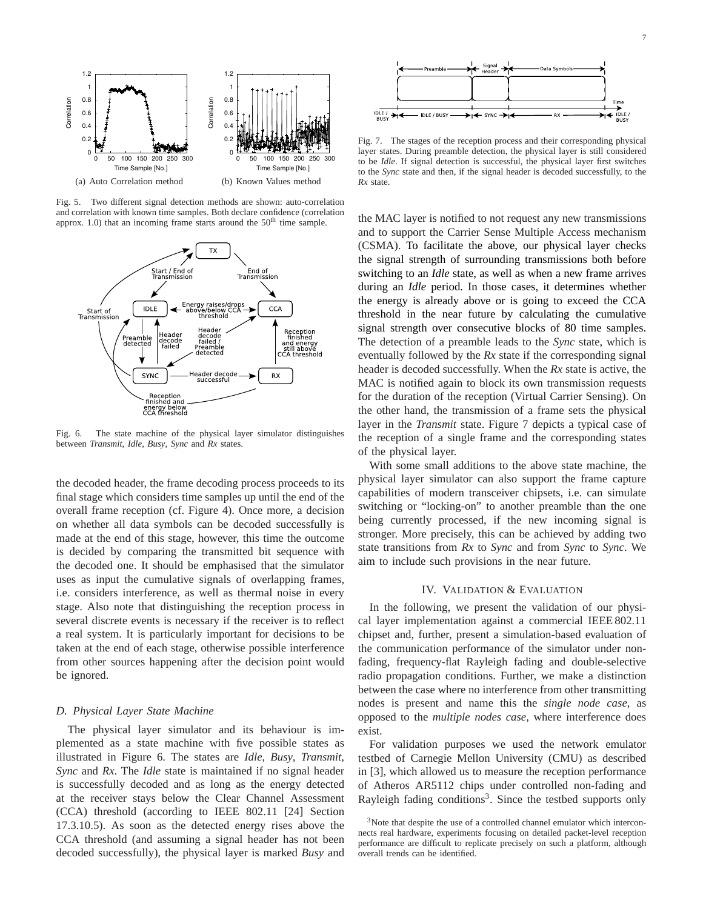(a) Auto Correlation method

(b) Known Values method

Fig. 5. Two different signal detection methods are shown: auto-correlation and correlation with known time samples. Both declare confidence (correlation approx. 1.0) that an incoming frame starts around the 50th time sample.

Fig. 6. The state machine of the physical layer simulator distinguishes between *Transmit*, *Idle*, *Busy*, *Sync* and *Rx* states.

the decoded header, the frame decoding process proceeds to its final stage which considers time samples up until the end of the overall frame reception (cf. Figure 4). Once more, a decision on whether all data symbols can be decoded successfully is made at the end of this stage, however, this time the outcome is decided by comparing the transmitted bit sequence with the decoded one. It should be emphasised that the simulator uses as input the cumulative signals of overlapping frames, i.e. considers interference, as well as thermal noise in every stage. Also note that distinguishing the reception process in several discrete events is necessary if the receiver is to reflect a real system. It is particularly important for decisions to be taken at the end of each stage, otherwise possible interference from other sources happening after the decision point would be ignored.

### D. Physical Layer State Machine

The physical layer simulator and its behaviour is implemented as a state machine with five possible states as illustrated in Figure 6. The states are *Idle*, *Busy*, *Transmit*, *Sync* and *Rx*. The *Idle* state is maintained if no signal header is successfully decoded and as long as the energy detected at the receiver stays below the Clear Channel Assessment (CCA) threshold (according to IEEE 802.11 [24] Section 17.3.10.5). As soon as the detected energy rises above the CCA threshold (and assuming a signal header has not been decoded successfully), the physical layer is marked *Busy* and the MAC layer is notified to not request any new transmissions and to support the Carrier Sense Multiple Access mechanism (CSMA). To facilitate the above, our physical layer checks the signal strength of surrounding transmissions both before switching to an *Idle* state, as well as when a new frame arrives during an *Idle* period. In those cases, it determines whether the energy is already above or is going to exceed the CCA threshold in the near future by calculating the cumulative signal strength over consecutive blocks of 80 time samples. The detection of a preamble leads to the *Sync* state, which is eventually followed by the *Rx* state if the corresponding signal header is decoded successfully. When the *Rx* state is active, the MAC is notified again to block its own transmission requests for the duration of the reception (Virtual Carrier Sensing). On the other hand, the transmission of a frame sets the physical layer in the *Transmit* state. Figure 7 depicts a typical case of the reception of a single frame and the corresponding states of the physical layer.

Fig. 7. The stages of the reception process and their corresponding physical layer states. During preamble detection, the physical layer is still considered to be *Idle*. If signal detection is successful, the physical layer first switches to the *Sync* state and then, if the signal header is decoded successfully, to the *Rx* state.

With some small additions to the above state machine, the physical layer simulator can also support the frame capture capabilities of modern transceiver chipsets, i.e. can simulate switching or "locking-on" to another preamble than the one being currently processed, if the new incoming signal is stronger. More precisely, this can be achieved by adding two state transitions from *Rx* to *Sync* and from *Sync* to *Sync*. We aim to include such provisions in the near future.

## IV. Validation & Evaluation

In the following, we present the validation of our physical layer implementation against a commercial IEEE 802.11 chipset and, further, present a simulation-based evaluation of the communication performance of the simulator under non-fading, frequency-flat Rayleigh fading and double-selective radio propagation conditions. Further, we make a distinction between the case where no interference from other transmitting nodes is present and name this the *single node case*, as opposed to the *multiple nodes case*, where interference does exist.

For validation purposes we used the network emulator testbed of Carnegie Mellon University (CMU) as described in [3], which allowed us to measure the reception performance of Atheros AR5112 chips under controlled non-fading and Rayleigh fading conditions[3]. Since the testbed supports only

[3]Note that despite the use of a controlled channel emulator which interconnects real hardware, experiments focusing on detailed packet-level reception performance are difficult to replicate precisely on such a platform, although overall trends can be identified.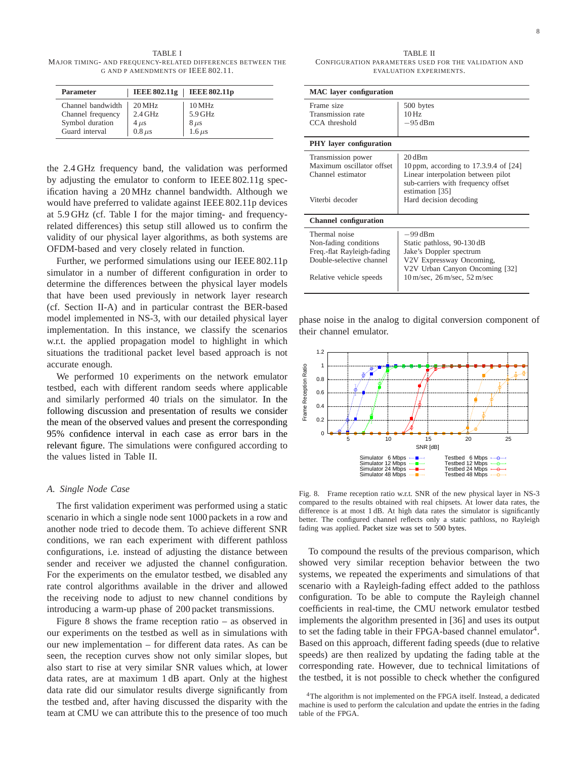TABLE I
MAJOR TIMING- AND FREQUENCY-RELATED DIFFERENCES BETWEEN THE G AND P AMENDMENTS OF IEEE 802.11.

| Parameter | IEEE 802.11g | IEEE 802.11p |
|---|---|---|
| Channel bandwidth | 20 MHz | 10 MHz |
| Channel frequency | 2.4 GHz | 5.9 GHz |
| Symbol duration | 4 $\mu$s | 8 $\mu$s |
| Guard interval | 0.8 $\mu$s | 1.6 $\mu$s |

TABLE II
CONFIGURATION PARAMETERS USED FOR THE VALIDATION AND EVALUATION EXPERIMENTS.

| **MAC layer configuration** | |
|---|---|
| Frame size | 500 bytes |
| Transmission rate | 10 Hz |
| CCA threshold | −95 dBm |
| **PHY layer configuration** | |
| Transmission power | 20 dBm |
| Maximum oscillator offset | 10 ppm, according to 17.3.9.4 of [24] |
| Channel estimator | Linear interpolation between pilot sub-carriers with frequency offset estimation [35] |
| Viterbi decoder | Hard decision decoding |
| **Channel configuration** | |
| Thermal noise | −99 dBm |
| Non-fading conditions | Static pathloss, 90-130 dB |
| Freq.-flat Rayleigh-fading | Jake's Doppler spectrum |
| Double-selective channel | V2V Expressway Oncoming, V2V Urban Canyon Oncoming [32] |
| Relative vehicle speeds | 10 m/sec, 26 m/sec, 52 m/sec |

the 2.4 GHz frequency band, the validation was performed by adjusting the emulator to conform to IEEE 802.11g specification having a 20 MHz channel bandwidth. Although we would have preferred to validate against IEEE 802.11p devices at 5.9 GHz (cf. Table I for the major timing- and frequency-related differences) this setup still allowed us to confirm the validity of our physical layer algorithms, as both systems are OFDM-based and very closely related in function.

Further, we performed simulations using our IEEE 802.11p simulator in a number of different configuration in order to determine the differences between the physical layer models that have been used previously in network layer research (cf. Section II-A) and in particular contrast the BER-based model implemented in NS-3, with our detailed physical layer implementation. In this instance, we classify the scenarios w.r.t. the applied propagation model to highlight in which situations the traditional packet level based approach is not accurate enough.

We performed 10 experiments on the network emulator testbed, each with different random seeds where applicable and similarly performed 40 trials on the simulator. In the following discussion and presentation of results we consider the mean of the observed values and present the corresponding 95% confidence interval in each case as error bars in the relevant figure. The simulations were configured according to the values listed in Table II.

### A. Single Node Case

The first validation experiment was performed using a static scenario in which a single node sent 1000 packets in a row and another node tried to decode them. To achieve different SNR conditions, we ran each experiment with different pathloss configurations, i.e. instead of adjusting the distance between sender and receiver we adjusted the channel configuration. For the experiments on the emulator testbed, we disabled any rate control algorithms available in the driver and allowed the receiving node to adjust to new channel conditions by introducing a warm-up phase of 200 packet transmissions.

Figure 8 shows the frame reception ratio – as observed in our experiments on the testbed as well as in simulations with our new implementation – for different data rates. As can be seen, the reception curves show not only similar slopes, but also start to rise at very similar SNR values which, at lower data rates, are at maximum 1 dB apart. Only at the highest data rate did our simulator results diverge significantly from the testbed and, after having discussed the disparity with the team at CMU we can attribute this to the presence of too much phase noise in the analog to digital conversion component of their channel emulator.

Frame Reception Ratio
1.2
1
0.8
0.6
0.4
0.2
0
5
10
15
20
25
SNR [dB]
Simulator 6 Mbps
Simulator 12 Mbps
Simulator 24 Mbps
Simulator 48 Mbps
Testbed 6 Mbps
Testbed 12 Mbps
Testbed 24 Mbps
Testbed 48 Mbps

Fig. 8. Frame reception ratio w.r.t. SNR of the new physical layer in NS-3 compared to the results obtained with real chipsets. At lower data rates, the difference is at most 1 dB. At high data rates the simulator is significantly better. The configured channel reflects only a static pathloss, no Rayleigh fading was applied. Packet size was set to 500 bytes.

To compound the results of the previous comparison, which showed very similar reception behavior between the two systems, we repeated the experiments and simulations of that scenario with a Rayleigh-fading effect added to the pathloss configuration. To be able to compute the Rayleigh channel coefficients in real-time, the CMU network emulator testbed implements the algorithm presented in [36] and uses its output to set the fading table in their FPGA-based channel emulator[4]. Based on this approach, different fading speeds (due to relative speeds) are then realized by updating the fading table at the corresponding rate. However, due to technical limitations of the testbed, it is not possible to check whether the configured

[4]The algorithm is not implemented on the FPGA itself. Instead, a dedicated machine is used to perform the calculation and update the entries in the fading table of the FPGA.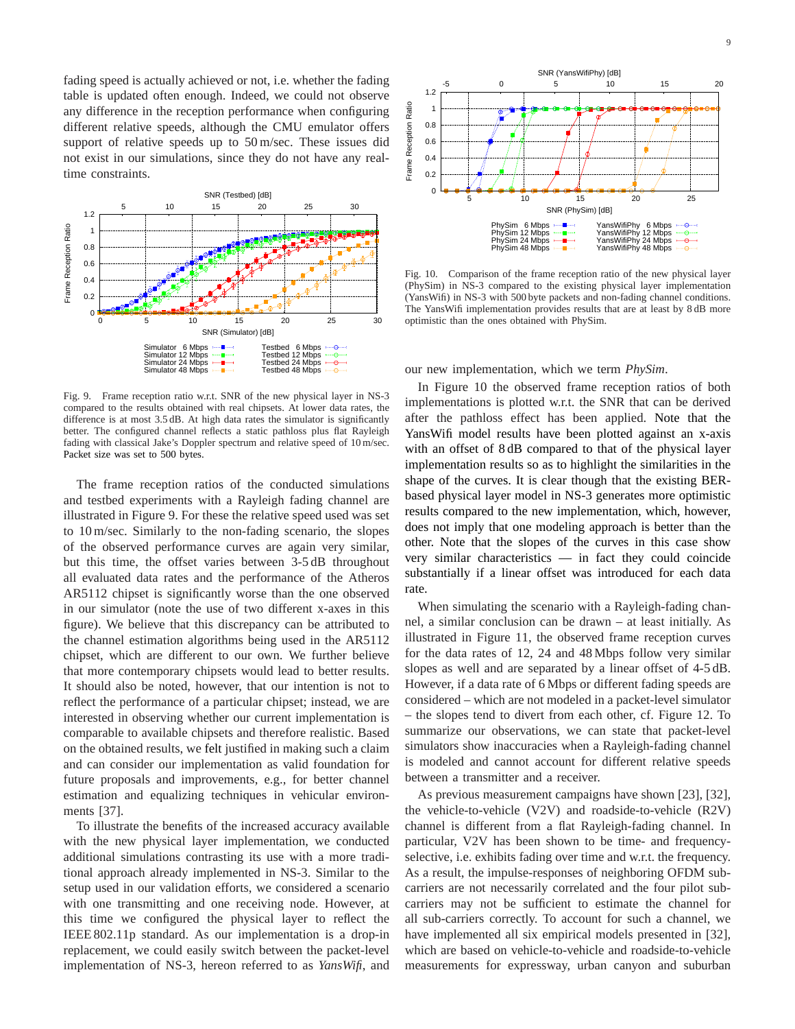fading speed is actually achieved or not, i.e. whether the fading table is updated often enough. Indeed, we could not observe any difference in the reception performance when configuring different relative speeds, although the CMU emulator offers support of relative speeds up to 50 m/sec. These issues did not exist in our simulations, since they do not have any real-time constraints.

SNR (Testbed) [dB]
5 10 15 20 25 30
1.2
1
0.8
0.6
0.4
0.2
0
Frame Reception Ratio
0 5 10 15 20 25 30
SNR (Simulator) [dB]
Simulator 6 Mbps
Simulator 12 Mbps
Simulator 24 Mbps
Simulator 48 Mbps
Testbed 6 Mbps
Testbed 12 Mbps
Testbed 24 Mbps
Testbed 48 Mbps

Fig. 9. Frame reception ratio w.r.t. SNR of the new physical layer in NS-3 compared to the results obtained with real chipsets. At lower data rates, the difference is at most 3.5 dB. At high data rates the simulator is significantly better. The configured channel reflects a static pathloss plus flat Rayleigh fading with classical Jake's Doppler spectrum and relative speed of 10 m/sec. Packet size was set to 500 bytes.

The frame reception ratios of the conducted simulations and testbed experiments with a Rayleigh fading channel are illustrated in Figure 9. For these the relative speed used was set to 10 m/sec. Similarly to the non-fading scenario, the slopes of the observed performance curves are again very similar, but this time, the offset varies between 3-5 dB throughout all evaluated data rates and the performance of the Atheros AR5112 chipset is significantly worse than the one observed in our simulator (note the use of two different x-axes in this figure). We believe that this discrepancy can be attributed to the channel estimation algorithms being used in the AR5112 chipset, which are different to our own. We further believe that more contemporary chipsets would lead to better results. It should also be noted, however, that our intention is not to reflect the performance of a particular chipset; instead, we are interested in observing whether our current implementation is comparable to available chipsets and therefore realistic. Based on the obtained results, we felt justified in making such a claim and can consider our implementation as valid foundation for future proposals and improvements, e.g., for better channel estimation and equalizing techniques in vehicular environments [37].

To illustrate the benefits of the increased accuracy available with the new physical layer implementation, we conducted additional simulations contrasting its use with a more traditional approach already implemented in NS-3. Similar to the setup used in our validation efforts, we considered a scenario with one transmitting and one receiving node. However, at this time we configured the physical layer to reflect the IEEE 802.11p standard. As our implementation is a drop-in replacement, we could easily switch between the packet-level implementation of NS-3, hereon referred to as *YansWifi*, and

SNR (YansWifiPhy) [dB]
-5 0 5 10 15 20
1.2
1
0.8
0.6
0.4
0.2
0
Frame Reception Ratio
5 10 15 20 25
SNR (PhySim) [dB]
PhySim 6 Mbps
PhySim 12 Mbps
PhySim 24 Mbps
PhySim 48 Mbps
YansWifiPhy 6 Mbps
YansWifiPhy 12 Mbps
YansWifiPhy 24 Mbps
YansWifiPhy 48 Mbps

Fig. 10. Comparison of the frame reception ratio of the new physical layer (PhySim) in NS-3 compared to the existing physical layer implementation (YansWifi) in NS-3 with 500 byte packets and non-fading channel conditions. The YansWifi implementation provides results that are at least by 8 dB more optimistic than the ones obtained with PhySim.

our new implementation, which we term *PhySim*.

In Figure 10 the observed frame reception ratios of both implementations is plotted w.r.t. the SNR that can be derived after the pathloss effect has been applied. Note that the YansWifi model results have been plotted against an x-axis with an offset of 8 dB compared to that of the physical layer implementation results so as to highlight the similarities in the shape of the curves. It is clear though that the existing BER-based physical layer model in NS-3 generates more optimistic results compared to the new implementation, which, however, does not imply that one modeling approach is better than the other. Note that the slopes of the curves in this case show very similar characteristics — in fact they could coincide substantially if a linear offset was introduced for each data rate.

When simulating the scenario with a Rayleigh-fading channel, a similar conclusion can be drawn – at least initially. As illustrated in Figure 11, the observed frame reception curves for the data rates of 12, 24 and 48 Mbps follow very similar slopes as well and are separated by a linear offset of 4-5 dB. However, if a data rate of 6 Mbps or different fading speeds are considered – which are not modeled in a packet-level simulator – the slopes tend to divert from each other, cf. Figure 12. To summarize our observations, we can state that packet-level simulators show inaccuracies when a Rayleigh-fading channel is modeled and cannot account for different relative speeds between a transmitter and a receiver.

As previous measurement campaigns have shown [23], [32], the vehicle-to-vehicle (V2V) and roadside-to-vehicle (R2V) channel is different from a flat Rayleigh-fading channel. In particular, V2V has been shown to be time- and frequency-selective, i.e. exhibits fading over time and w.r.t. the frequency. As a result, the impulse-responses of neighboring OFDM sub-carriers are not necessarily correlated and the four pilot sub-carriers may not be sufficient to estimate the channel for all sub-carriers correctly. To account for such a channel, we have implemented all six empirical models presented in [32], which are based on vehicle-to-vehicle and roadside-to-vehicle measurements for expressway, urban canyon and suburban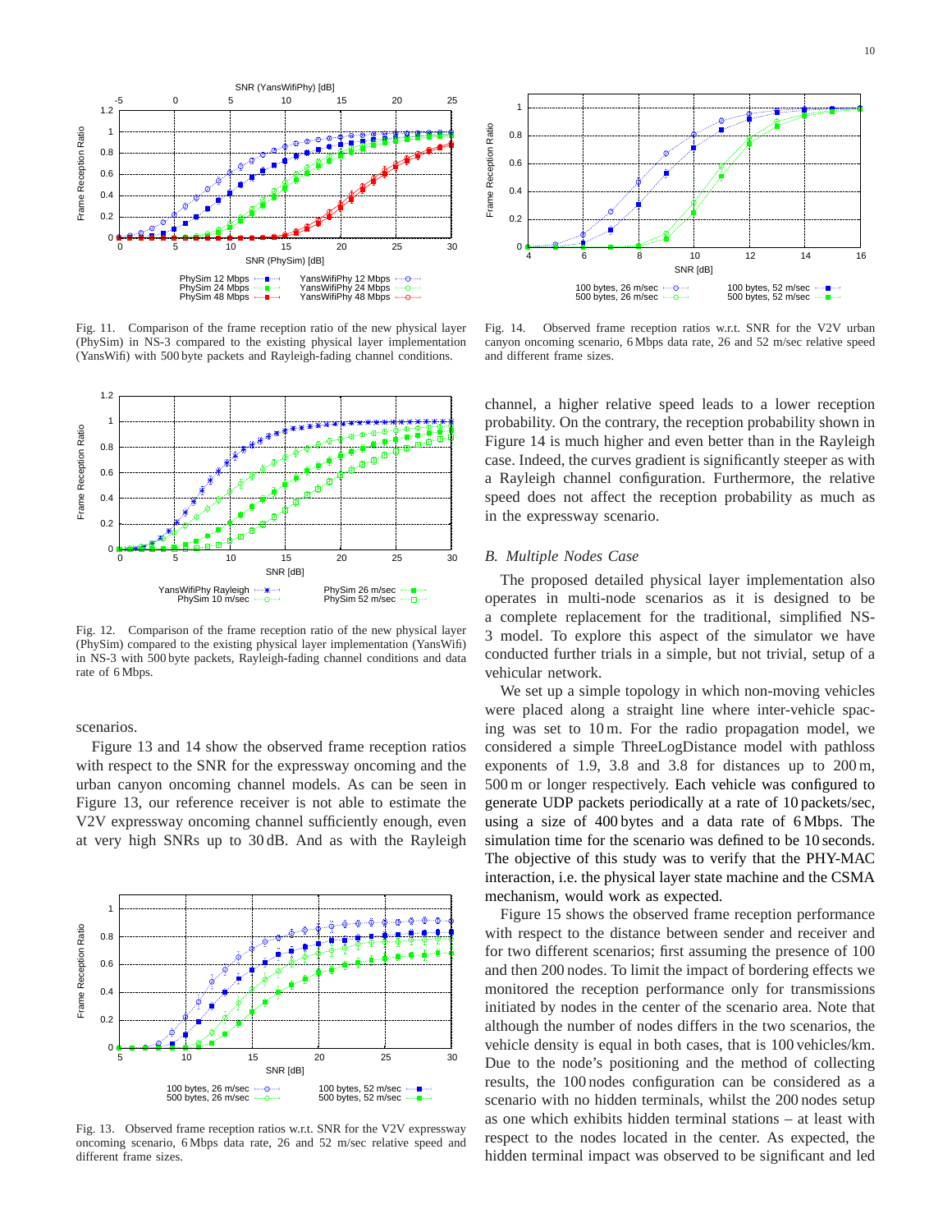SNR (YansWifiPhy) [dB]

-5 0 5 10 15 20 25

1.2 1 0.8 0.6 0.4 0.2 0

Frame Reception Ratio

0 5 10 15 20 25 30

SNR (PhySim) [dB]

PhySim 12 Mbps
PhySim 24 Mbps
PhySim 48 Mbps
YansWifiPhy 12 Mbps
YansWifiPhy 24 Mbps
YansWifiPhy 48 Mbps

Fig. 11. Comparison of the frame reception ratio of the new physical layer (PhySim) in NS-3 compared to the existing physical layer implementation (YansWifi) with 500 byte packets and Rayleigh-fading channel conditions.

1.2 1 0.8 0.6 0.4 0.2 0

Frame Reception Ratio

0 5 10 15 20 25 30

SNR [dB]

YansWifiPhy Rayleigh
PhySim 10 m/sec
PhySim 26 m/sec
PhySim 52 m/sec

Fig. 12. Comparison of the frame reception ratio of the new physical layer (PhySim) compared to the existing physical layer implementation (YansWifi) in NS-3 with 500 byte packets, Rayleigh-fading channel conditions and data rate of 6 Mbps.

scenarios.

Figure 13 and 14 show the observed frame reception ratios with respect to the SNR for the expressway oncoming and the urban canyon oncoming channel models. As can be seen in Figure 13, our reference receiver is not able to estimate the V2V expressway oncoming channel sufficiently enough, even at very high SNRs up to 30 dB. And as with the Rayleigh channel, a higher relative speed leads to a lower reception probability. On the contrary, the reception probability shown in Figure 14 is much higher and even better than in the Rayleigh case. Indeed, the curves gradient is significantly steeper as with a Rayleigh channel configuration. Furthermore, the relative speed does not affect the reception probability as much as in the expressway scenario.

1 0.8 0.6 0.4 0.2 0

Frame Reception Ratio

5 10 15 20 25 30

SNR [dB]

100 bytes, 26 m/sec
500 bytes, 26 m/sec
100 bytes, 52 m/sec
500 bytes, 52 m/sec

Fig. 13. Observed frame reception ratios w.r.t. SNR for the V2V expressway oncoming scenario, 6 Mbps data rate, 26 and 52 m/sec relative speed and different frame sizes.

1 0.8 0.6 0.4 0.2 0

Frame Reception Ratio

4 6 8 10 12 14 16

SNR [dB]

100 bytes, 26 m/sec
500 bytes, 26 m/sec
100 bytes, 52 m/sec
500 bytes, 52 m/sec

Fig. 14. Observed frame reception ratios w.r.t. SNR for the V2V urban canyon oncoming scenario, 6 Mbps data rate, 26 and 52 m/sec relative speed and different frame sizes.

## *B. Multiple Nodes Case*

The proposed detailed physical layer implementation also operates in multi-node scenarios as it is designed to be a complete replacement for the traditional, simplified NS-3 model. To explore this aspect of the simulator we have conducted further trials in a simple, but not trivial, setup of a vehicular network.

We set up a simple topology in which non-moving vehicles were placed along a straight line where inter-vehicle spacing was set to 10 m. For the radio propagation model, we considered a simple ThreeLogDistance model with pathloss exponents of 1.9, 3.8 and 3.8 for distances up to 200 m, 500 m or longer respectively. Each vehicle was configured to generate UDP packets periodically at a rate of 10 packets/sec, using a size of 400 bytes and a data rate of 6 Mbps. The simulation time for the scenario was defined to be 10 seconds. The objective of this study was to verify that the PHY-MAC interaction, i.e. the physical layer state machine and the CSMA mechanism, would work as expected.

Figure 15 shows the observed frame reception performance with respect to the distance between sender and receiver and for two different scenarios; first assuming the presence of 100 and then 200 nodes. To limit the impact of bordering effects we monitored the reception performance only for transmissions initiated by nodes in the center of the scenario area. Note that although the number of nodes differs in the two scenarios, the vehicle density is equal in both cases, that is 100 vehicles/km. Due to the node's positioning and the method of collecting results, the 100 nodes configuration can be considered as a scenario with no hidden terminals, whilst the 200 nodes setup as one which exhibits hidden terminal stations – at least with respect to the nodes located in the center. As expected, the hidden terminal impact was observed to be significant and led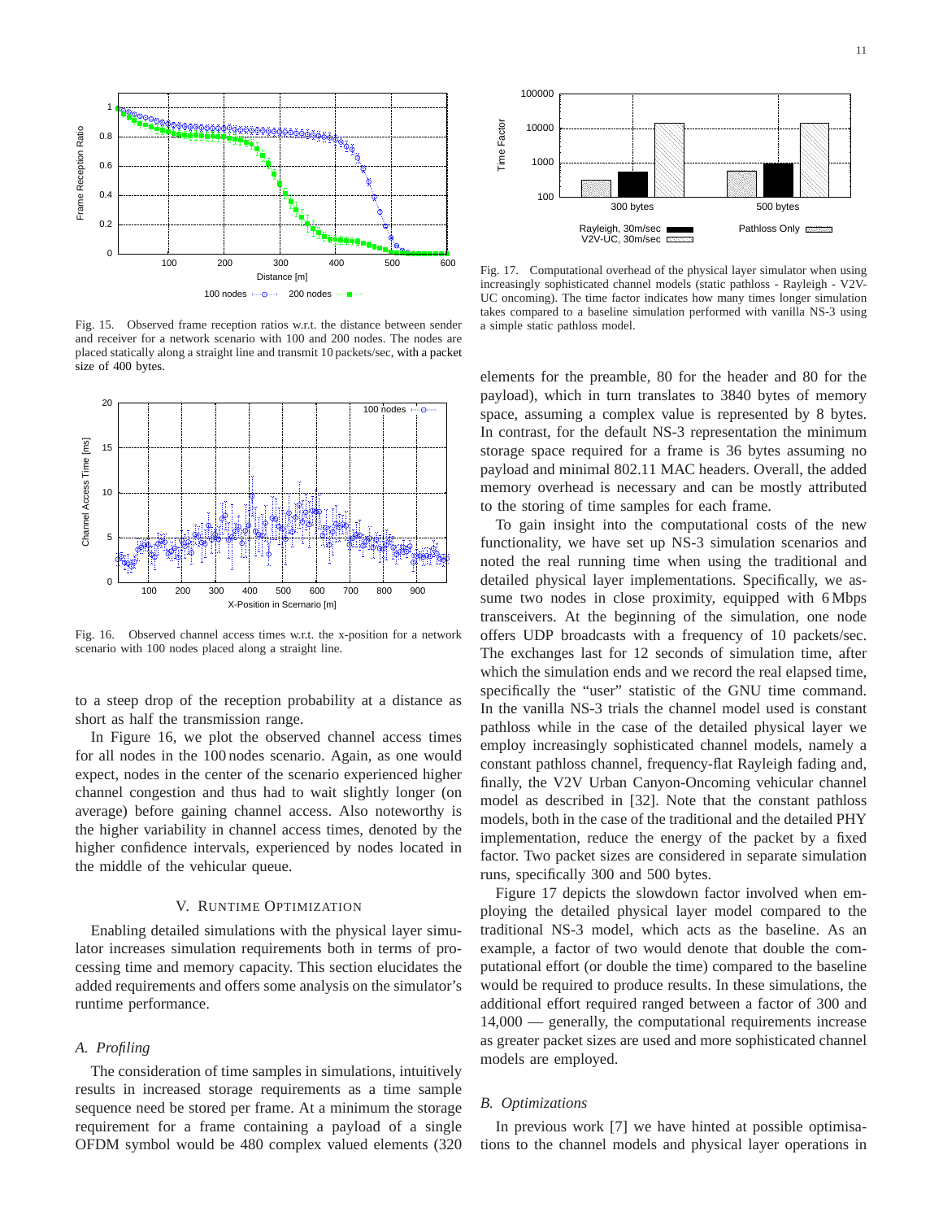1
0.8
0.6
0.4
0.2
0
100 200 300 400 500 600
Distance [m]
Frame Reception Ratio
100 nodes 200 nodes

Fig. 15. Observed frame reception ratios w.r.t. the distance between sender and receiver for a network scenario with 100 and 200 nodes. The nodes are placed statically along a straight line and transmit 10 packets/sec, with a packet size of 400 bytes.

20
15
10
5
0
100 200 300 400 500 600 700 800 900
X-Position in Scenario [m]
Channel Access Time [ms]
100 nodes

Fig. 16. Observed channel access times w.r.t. the x-position for a network scenario with 100 nodes placed along a straight line.

to a steep drop of the reception probability at a distance as short as half the transmission range.

In Figure 16, we plot the observed channel access times for all nodes in the 100 nodes scenario. Again, as one would expect, nodes in the center of the scenario experienced higher channel congestion and thus had to wait slightly longer (on average) before gaining channel access. Also noteworthy is the higher variability in channel access times, denoted by the higher confidence intervals, experienced by nodes located in the middle of the vehicular queue.

## V. Runtime Optimization

Enabling detailed simulations with the physical layer simulator increases simulation requirements both in terms of processing time and memory capacity. This section elucidates the added requirements and offers some analysis on the simulator's runtime performance.

### A. Profiling

The consideration of time samples in simulations, intuitively results in increased storage requirements as a time sample sequence need be stored per frame. At a minimum the storage requirement for a frame containing a payload of a single OFDM symbol would be 480 complex valued elements (320 elements for the preamble, 80 for the header and 80 for the payload), which in turn translates to 3840 bytes of memory space, assuming a complex value is represented by 8 bytes. In contrast, for the default NS-3 representation the minimum storage space required for a frame is 36 bytes assuming no payload and minimal 802.11 MAC headers. Overall, the added memory overhead is necessary and can be mostly attributed to the storing of time samples for each frame.

100000
10000
1000
100
300 bytes 500 bytes
Time Factor
Rayleigh, 30m/sec
V2V-UC, 30m/sec
Pathloss Only

Fig. 17. Computational overhead of the physical layer simulator when using increasingly sophisticated channel models (static pathloss - Rayleigh - V2V-UC oncoming). The time factor indicates how many times longer simulation takes compared to a baseline simulation performed with vanilla NS-3 using a simple static pathloss model.

To gain insight into the computational costs of the new functionality, we have set up NS-3 simulation scenarios and noted the real running time when using the traditional and detailed physical layer implementations. Specifically, we assume two nodes in close proximity, equipped with 6 Mbps transceivers. At the beginning of the simulation, one node offers UDP broadcasts with a frequency of 10 packets/sec. The exchanges last for 12 seconds of simulation time, after which the simulation ends and we record the real elapsed time, specifically the "user" statistic of the GNU time command. In the vanilla NS-3 trials the channel model used is constant pathloss while in the case of the detailed physical layer we employ increasingly sophisticated channel models, namely a constant pathloss channel, frequency-flat Rayleigh fading and, finally, the V2V Urban Canyon-Oncoming vehicular channel model as described in [32]. Note that the constant pathloss models, both in the case of the traditional and the detailed PHY implementation, reduce the energy of the packet by a fixed factor. Two packet sizes are considered in separate simulation runs, specifically 300 and 500 bytes.

Figure 17 depicts the slowdown factor involved when employing the detailed physical layer model compared to the traditional NS-3 model, which acts as the baseline. As an example, a factor of two would denote that double the computational effort (or double the time) compared to the baseline would be required to produce results. In these simulations, the additional effort required ranged between a factor of 300 and 14,000 — generally, the computational requirements increase as greater packet sizes are used and more sophisticated channel models are employed.

### B. Optimizations

In previous work [7] we have hinted at possible optimisations to the channel models and physical layer operations in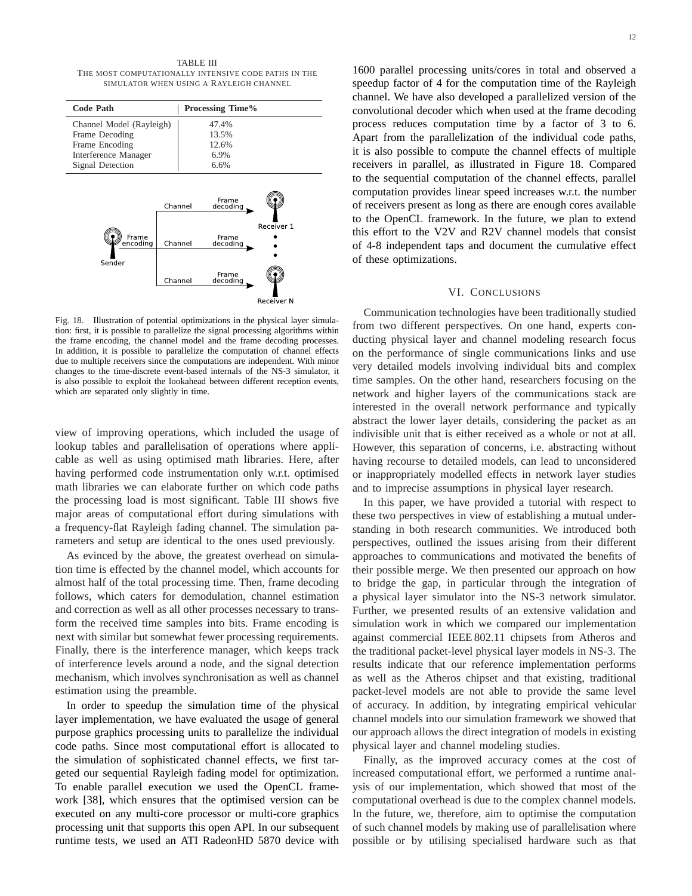TABLE III
THE MOST COMPUTATIONALLY INTENSIVE CODE PATHS IN THE SIMULATOR WHEN USING A RAYLEIGH CHANNEL

| Code Path | Processing Time% |
|---|---|
| Channel Model (Rayleigh) | 47.4% |
| Frame Decoding | 13.5% |
| Frame Encoding | 12.6% |
| Interference Manager | 6.9% |
| Signal Detection | 6.6% |

Channel
Frame decoding
Receiver 1
Frame encoding
Channel
Frame decoding
Sender
Channel
Frame decoding
Receiver N

Fig. 18. Illustration of potential optimizations in the physical layer simulation: first, it is possible to parallelize the signal processing algorithms within the frame encoding, the channel model and the frame decoding processes. In addition, it is possible to parallelize the computation of channel effects due to multiple receivers since the computations are independent. With minor changes to the time-discrete event-based internals of the NS-3 simulator, it is also possible to exploit the lookahead between different reception events, which are separated only slightly in time.

view of improving operations, which included the usage of lookup tables and parallelisation of operations where applicable as well as using optimised math libraries. Here, after having performed code instrumentation only w.r.t. optimised math libraries we can elaborate further on which code paths the processing load is most significant. Table III shows five major areas of computational effort during simulations with a frequency-flat Rayleigh fading channel. The simulation parameters and setup are identical to the ones used previously.

As evinced by the above, the greatest overhead on simulation time is effected by the channel model, which accounts for almost half of the total processing time. Then, frame decoding follows, which caters for demodulation, channel estimation and correction as well as all other processes necessary to transform the received time samples into bits. Frame encoding is next with similar but somewhat fewer processing requirements. Finally, there is the interference manager, which keeps track of interference levels around a node, and the signal detection mechanism, which involves synchronisation as well as channel estimation using the preamble.

In order to speedup the simulation time of the physical layer implementation, we have evaluated the usage of general purpose graphics processing units to parallelize the individual code paths. Since most computational effort is allocated to the simulation of sophisticated channel effects, we first targeted our sequential Rayleigh fading model for optimization. To enable parallel execution we used the OpenCL framework [38], which ensures that the optimised version can be executed on any multi-core processor or multi-core graphics processing unit that supports this open API. In our subsequent runtime tests, we used an ATI RadeonHD 5870 device with 1600 parallel processing units/cores in total and observed a speedup factor of 4 for the computation time of the Rayleigh channel. We have also developed a parallelized version of the convolutional decoder which when used at the frame decoding process reduces computation time by a factor of 3 to 6. Apart from the parallelization of the individual code paths, it is also possible to compute the channel effects of multiple receivers in parallel, as illustrated in Figure 18. Compared to the sequential computation of the channel effects, parallel computation provides linear speed increases w.r.t. the number of receivers present as long as there are enough cores available to the OpenCL framework. In the future, we plan to extend this effort to the V2V and R2V channel models that consist of 4-8 independent taps and document the cumulative effect of these optimizations.

## VI. CONCLUSIONS

Communication technologies have been traditionally studied from two different perspectives. On one hand, experts conducting physical layer and channel modeling research focus on the performance of single communications links and use very detailed models involving individual bits and complex time samples. On the other hand, researchers focusing on the network and higher layers of the communications stack are interested in the overall network performance and typically abstract the lower layer details, considering the packet as an indivisible unit that is either received as a whole or not at all. However, this separation of concerns, i.e. abstracting without having recourse to detailed models, can lead to unconsidered or inappropriately modelled effects in network layer studies and to imprecise assumptions in physical layer research.

In this paper, we have provided a tutorial with respect to these two perspectives in view of establishing a mutual understanding in both research communities. We introduced both perspectives, outlined the issues arising from their different approaches to communications and motivated the benefits of their possible merge. We then presented our approach on how to bridge the gap, in particular through the integration of a physical layer simulator into the NS-3 network simulator. Further, we presented results of an extensive validation and simulation work in which we compared our implementation against commercial IEEE 802.11 chipsets from Atheros and the traditional packet-level physical layer models in NS-3. The results indicate that our reference implementation performs as well as the Atheros chipset and that existing, traditional packet-level models are not able to provide the same level of accuracy. In addition, by integrating empirical vehicular channel models into our simulation framework we showed that our approach allows the direct integration of models in existing physical layer and channel modeling studies.

Finally, as the improved accuracy comes at the cost of increased computational effort, we performed a runtime analysis of our implementation, which showed that most of the computational overhead is due to the complex channel models. In the future, we, therefore, aim to optimise the computation of such channel models by making use of parallelisation where possible or by utilising specialised hardware such as that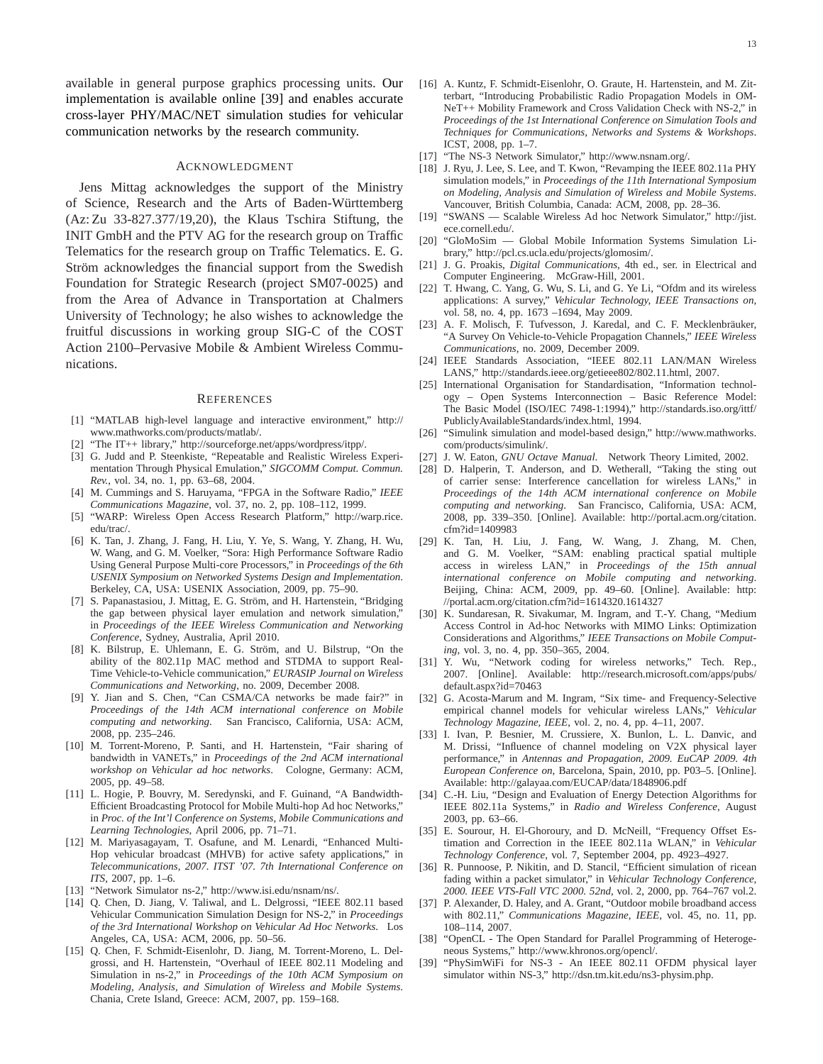available in general purpose graphics processing units. Our implementation is available online [39] and enables accurate cross-layer PHY/MAC/NET simulation studies for vehicular communication networks by the research community.

## Acknowledgment

Jens Mittag acknowledges the support of the Ministry of Science, Research and the Arts of Baden-Württemberg (Az: Zu 33-827.377/19,20), the Klaus Tschira Stiftung, the INIT GmbH and the PTV AG for the research group on Traffic Telematics for the research group on Traffic Telematics. E. G. Ström acknowledges the financial support from the Swedish Foundation for Strategic Research (project SM07-0025) and from the Area of Advance in Transportation at Chalmers University of Technology; he also wishes to acknowledge the fruitful discussions in working group SIG-C of the COST Action 2100–Pervasive Mobile & Ambient Wireless Communications.

## References

[1] "MATLAB high-level language and interactive environment," http://www.mathworks.com/products/matlab/.

[2] "The IT++ library," http://sourceforge.net/apps/wordpress/itpp/.

[3] G. Judd and P. Steenkiste, "Repeatable and Realistic Wireless Experimentation Through Physical Emulation," *SIGCOMM Comput. Commun. Rev.*, vol. 34, no. 1, pp. 63–68, 2004.

[4] M. Cummings and S. Haruyama, "FPGA in the Software Radio," *IEEE Communications Magazine*, vol. 37, no. 2, pp. 108–112, 1999.

[5] "WARP: Wireless Open Access Research Platform," http://warp.rice.edu/trac/.

[6] K. Tan, J. Zhang, J. Fang, H. Liu, Y. Ye, S. Wang, Y. Zhang, H. Wu, W. Wang, and G. M. Voelker, "Sora: High Performance Software Radio Using General Purpose Multi-core Processors," in *Proceedings of the 6th USENIX Symposium on Networked Systems Design and Implementation*. Berkeley, CA, USA: USENIX Association, 2009, pp. 75–90.

[7] S. Papanastasiou, J. Mittag, E. G. Ström, and H. Hartenstein, "Bridging the gap between physical layer emulation and network simulation," in *Proceedings of the IEEE Wireless Communication and Networking Conference*, Sydney, Australia, April 2010.

[8] K. Bilstrup, E. Uhlemann, E. G. Ström, and U. Bilstrup, "On the ability of the 802.11p MAC method and STDMA to support Real-Time Vehicle-to-Vehicle communication," *EURASIP Journal on Wireless Communications and Networking*, no. 2009, December 2008.

[9] Y. Jian and S. Chen, "Can CSMA/CA networks be made fair?" in *Proceedings of the 14th ACM international conference on Mobile computing and networking*. San Francisco, California, USA: ACM, 2008, pp. 235–246.

[10] M. Torrent-Moreno, P. Santi, and H. Hartenstein, "Fair sharing of bandwidth in VANETs," in *Proceedings of the 2nd ACM international workshop on Vehicular ad hoc networks*. Cologne, Germany: ACM, 2005, pp. 49–58.

[11] L. Hogie, P. Bouvry, M. Seredynski, and F. Guinand, "A Bandwidth-Efficient Broadcasting Protocol for Mobile Multi-hop Ad hoc Networks," in *Proc. of the Int'l Conference on Systems, Mobile Communications and Learning Technologies*, April 2006, pp. 71–71.

[12] M. Mariyasagayam, T. Osafune, and M. Lenardi, "Enhanced Multi-Hop vehicular broadcast (MHVB) for active safety applications," in *Telecommunications, 2007. ITST '07. 7th International Conference on ITS*, 2007, pp. 1–6.

[13] "Network Simulator ns-2," http://www.isi.edu/nsnam/ns/.

[14] Q. Chen, D. Jiang, V. Taliwal, and L. Delgrossi, "IEEE 802.11 based Vehicular Communication Simulation Design for NS-2," in *Proceedings of the 3rd International Workshop on Vehicular Ad Hoc Networks*. Los Angeles, CA, USA: ACM, 2006, pp. 50–56.

[15] Q. Chen, F. Schmidt-Eisenlohr, D. Jiang, M. Torrent-Moreno, L. Delgrossi, and H. Hartenstein, "Overhaul of IEEE 802.11 Modeling and Simulation in ns-2," in *Proceedings of the 10th ACM Symposium on Modeling, Analysis, and Simulation of Wireless and Mobile Systems*. Chania, Crete Island, Greece: ACM, 2007, pp. 159–168.

[16] A. Kuntz, F. Schmidt-Eisenlohr, O. Graute, H. Hartenstein, and M. Zitterbart, "Introducing Probabilistic Radio Propagation Models in OMNeT++ Mobility Framework and Cross Validation Check with NS-2," in *Proceedings of the 1st International Conference on Simulation Tools and Techniques for Communications, Networks and Systems & Workshops*. ICST, 2008, pp. 1–7.

[17] "The NS-3 Network Simulator," http://www.nsnam.org/.

[18] J. Ryu, J. Lee, S. Lee, and T. Kwon, "Revamping the IEEE 802.11a PHY simulation models," in *Proceedings of the 11th International Symposium on Modeling, Analysis and Simulation of Wireless and Mobile Systems*. Vancouver, British Columbia, Canada: ACM, 2008, pp. 28–36.

[19] "SWANS — Scalable Wireless Ad hoc Network Simulator," http://jist.ece.cornell.edu/.

[20] "GloMoSim — Global Mobile Information Systems Simulation Library," http://pcl.cs.ucla.edu/projects/glomosim/.

[21] J. G. Proakis, *Digital Communications*, 4th ed., ser. in Electrical and Computer Engineering. McGraw-Hill, 2001.

[22] T. Hwang, C. Yang, G. Wu, S. Li, and G. Ye Li, "Ofdm and its wireless applications: A survey," *Vehicular Technology, IEEE Transactions on*, vol. 58, no. 4, pp. 1673 –1694, May 2009.

[23] A. F. Molisch, F. Tufvesson, J. Karedal, and C. F. Mecklenbräuker, "A Survey On Vehicle-to-Vehicle Propagation Channels," *IEEE Wireless Communications*, no. 2009, December 2009.

[24] IEEE Standards Association, "IEEE 802.11 LAN/MAN Wireless LANS," http://standards.ieee.org/getieee802/802.11.html, 2007.

[25] International Organisation for Standardisation, "Information technology – Open Systems Interconnection – Basic Reference Model: The Basic Model (ISO/IEC 7498-1:1994)," http://standards.iso.org/ittf/PubliclyAvailableStandards/index.html, 1994.

[26] "Simulink simulation and model-based design," http://www.mathworks.com/products/simulink/.

[27] J. W. Eaton, *GNU Octave Manual*. Network Theory Limited, 2002.

[28] D. Halperin, T. Anderson, and D. Wetherall, "Taking the sting out of carrier sense: Interference cancellation for wireless LANs," in *Proceedings of the 14th ACM international conference on Mobile computing and networking*. San Francisco, California, USA: ACM, 2008, pp. 339–350. [Online]. Available: http://portal.acm.org/citation.cfm?id=1409983

[29] K. Tan, H. Liu, J. Fang, W. Wang, J. Zhang, M. Chen, and G. M. Voelker, "SAM: enabling practical spatial multiple access in wireless LAN," in *Proceedings of the 15th annual international conference on Mobile computing and networking*. Beijing, China: ACM, 2009, pp. 49–60. [Online]. Available: http://portal.acm.org/citation.cfm?id=1614320.1614327

[30] K. Sundaresan, R. Sivakumar, M. Ingram, and T.-Y. Chang, "Medium Access Control in Ad-hoc Networks with MIMO Links: Optimization Considerations and Algorithms," *IEEE Transactions on Mobile Computing*, vol. 3, no. 4, pp. 350–365, 2004.

[31] Y. Wu, "Network coding for wireless networks," Tech. Rep., 2007. [Online]. Available: http://research.microsoft.com/apps/pubs/default.aspx?id=70463

[32] G. Acosta-Marum and M. Ingram, "Six time- and Frequency-Selective empirical channel models for vehicular wireless LANs," *Vehicular Technology Magazine, IEEE*, vol. 2, no. 4, pp. 4–11, 2007.

[33] I. Ivan, P. Besnier, M. Crussiere, X. Bunlon, L. L. Danvic, and M. Drissi, "Influence of channel modeling on V2X physical layer performance," in *Antennas and Propagation, 2009. EuCAP 2009. 4th European Conference on*, Barcelona, Spain, 2010, pp. P03–5. [Online]. Available: http://galayaa.com/EUCAP/data/1848906.pdf

[34] C.-H. Liu, "Design and Evaluation of Energy Detection Algorithms for IEEE 802.11a Systems," in *Radio and Wireless Conference*, August 2003, pp. 63–66.

[35] E. Sourour, H. El-Ghoroury, and D. McNeill, "Frequency Offset Estimation and Correction in the IEEE 802.11a WLAN," in *Vehicular Technology Conference*, vol. 7, September 2004, pp. 4923–4927.

[36] R. Punnoose, P. Nikitin, and D. Stancil, "Efficient simulation of ricean fading within a packet simulator," in *Vehicular Technology Conference, 2000. IEEE VTS-Fall VTC 2000. 52nd*, vol. 2, 2000, pp. 764–767 vol.2.

[37] P. Alexander, D. Haley, and A. Grant, "Outdoor mobile broadband access with 802.11," *Communications Magazine, IEEE*, vol. 45, no. 11, pp. 108–114, 2007.

[38] "OpenCL - The Open Standard for Parallel Programming of Heterogeneous Systems," http://www.khronos.org/opencl/.

[39] "PhySimWiFi for NS-3 - An IEEE 802.11 OFDM physical layer simulator within NS-3," http://dsn.tm.kit.edu/ns3-physim.php.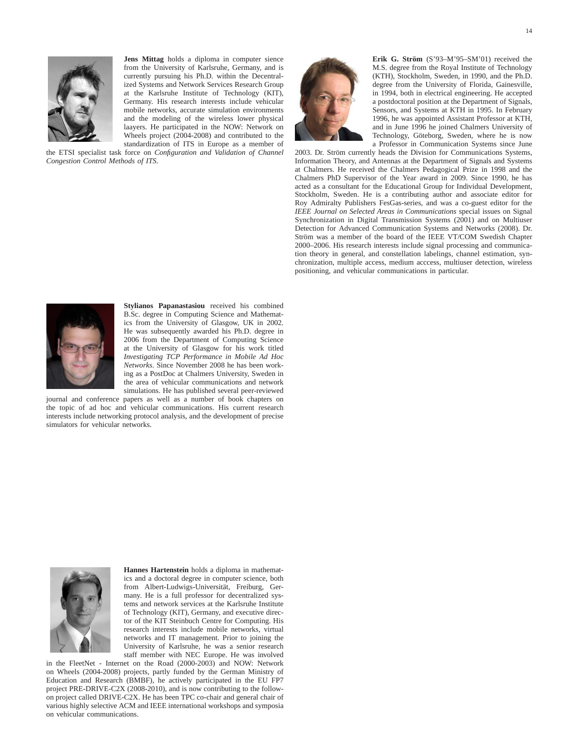**Jens Mittag** holds a diploma in computer sience from the University of Karlsruhe, Germany, and is currently pursuing his Ph.D. within the Decentralized Systems and Network Services Research Group at the Karlsruhe Institute of Technology (KIT), Germany. His research interests include vehicular mobile networks, accurate simulation environments and the modeling of the wireless lower physical laayers. He participated in the NOW: Network on Wheels project (2004-2008) and contributed to the standardization of ITS in Europe as a member of the ETSI specialist task force on *Configuration and Validation of Channel Congestion Control Methods of ITS*.

**Stylianos Papanastasiou** received his combined B.Sc. degree in Computing Science and Mathematics from the University of Glasgow, UK in 2002. He was subsequently awarded his Ph.D. degree in 2006 from the Department of Computing Science at the University of Glasgow for his work titled *Investigating TCP Performance in Mobile Ad Hoc Networks*. Since November 2008 he has been working as a PostDoc at Chalmers University, Sweden in the area of vehicular communications and network simulations. He has published several peer-reviewed journal and conference papers as well as a number of book chapters on the topic of ad hoc and vehicular communications. His current research interests include networking protocol analysis, and the development of precise simulators for vehicular networks.

**Hannes Hartenstein** holds a diploma in mathematics and a doctoral degree in computer science, both from Albert-Ludwigs-Universität, Freiburg, Germany. He is a full professor for decentralized systems and network services at the Karlsruhe Institute of Technology (KIT), Germany, and executive director of the KIT Steinbuch Centre for Computing. His research interests include mobile networks, virtual networks and IT management. Prior to joining the University of Karlsruhe, he was a senior research staff member with NEC Europe. He was involved in the FleetNet - Internet on the Road (2000-2003) and NOW: Network on Wheels (2004-2008) projects, partly funded by the German Ministry of Education and Research (BMBF), he actively participated in the EU FP7 project PRE-DRIVE-C2X (2008-2010), and is now contributing to the follow-on project called DRIVE-C2X. He has been TPC co-chair and general chair of various highly selective ACM and IEEE international workshops and symposia on vehicular communications.

**Erik G. Ström** (S'93–M'95–SM'01) received the M.S. degree from the Royal Institute of Technology (KTH), Stockholm, Sweden, in 1990, and the Ph.D. degree from the University of Florida, Gainesville, in 1994, both in electrical engineering. He accepted a postdoctoral position at the Department of Signals, Sensors, and Systems at KTH in 1995. In February 1996, he was appointed Assistant Professor at KTH, and in June 1996 he joined Chalmers University of Technology, Göteborg, Sweden, where he is now a Professor in Communication Systems since June 2003. Dr. Ström currently heads the Division for Communications Systems, Information Theory, and Antennas at the Department of Signals and Systems at Chalmers. He received the Chalmers Pedagogical Prize in 1998 and the Chalmers PhD Supervisor of the Year award in 2009. Since 1990, he has acted as a consultant for the Educational Group for Individual Development, Stockholm, Sweden. He is a contributing author and associate editor for Roy Admiralty Publishers FesGas-series, and was a co-guest editor for the *IEEE Journal on Selected Areas in Communications* special issues on Signal Synchronization in Digital Transmission Systems (2001) and on Multiuser Detection for Advanced Communication Systems and Networks (2008). Dr. Ström was a member of the board of the IEEE VT/COM Swedish Chapter 2000–2006. His research interests include signal processing and communication theory in general, and constellation labelings, channel estimation, synchronization, multiple access, medium acccess, multiuser detection, wireless positioning, and vehicular communications in particular.